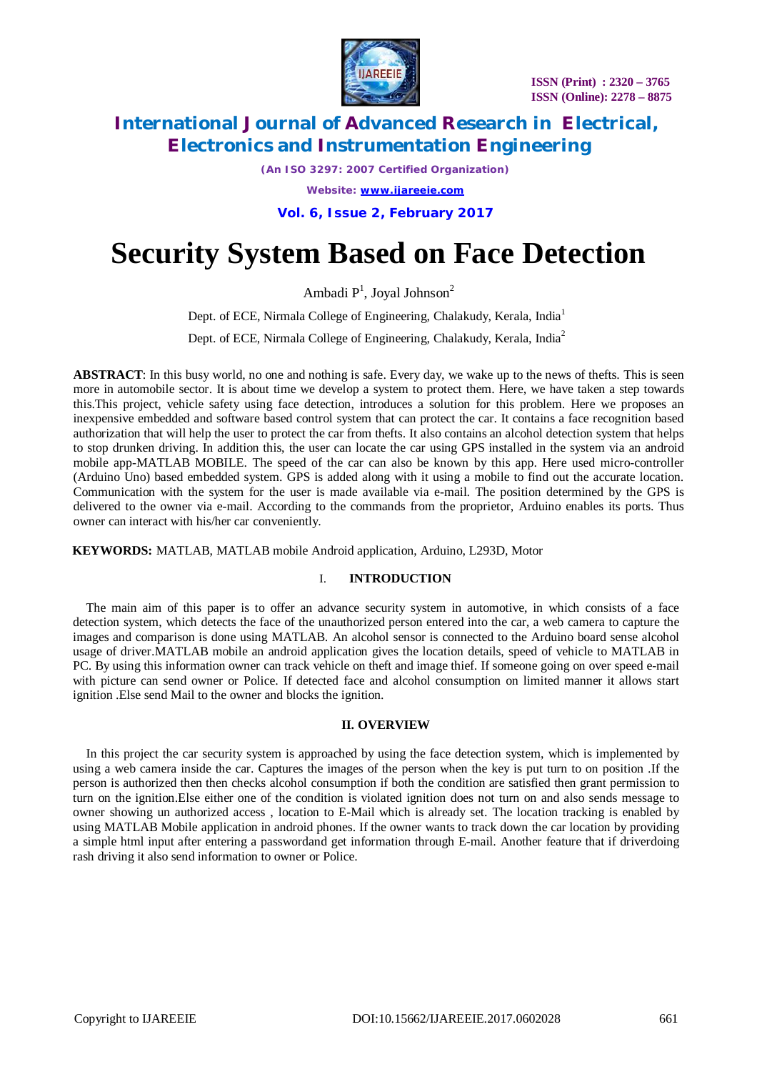# Security System Based on Face Detection

Ambadi P[1], Joyal Johnson[2]

Dept. of ECE, Nirmala College of Engineering, Chalakudy, Kerala, India[1]

Dept. of ECE, Nirmala College of Engineering, Chalakudy, Kerala, India[2]

**ABSTRACT**: In this busy world, no one and nothing is safe. Every day, we wake up to the news of thefts. This is seen more in automobile sector. It is about time we develop a system to protect them. Here, we have taken a step towards this.This project, vehicle safety using face detection, introduces a solution for this problem. Here we proposes an inexpensive embedded and software based control system that can protect the car. It contains a face recognition based authorization that will help the user to protect the car from thefts. It also contains an alcohol detection system that helps to stop drunken driving. In addition this, the user can locate the car using GPS installed in the system via an android mobile app-MATLAB MOBILE. The speed of the car can also be known by this app. Here used micro-controller (Arduino Uno) based embedded system. GPS is added along with it using a mobile to find out the accurate location. Communication with the system for the user is made available via e-mail. The position determined by the GPS is delivered to the owner via e-mail. According to the commands from the proprietor, Arduino enables its ports. Thus owner can interact with his/her car conveniently.

**KEYWORDS:** MATLAB, MATLAB mobile Android application, Arduino, L293D, Motor

## I. INTRODUCTION

The main aim of this paper is to offer an advance security system in automotive, in which consists of a face detection system, which detects the face of the unauthorized person entered into the car, a web camera to capture the images and comparison is done using MATLAB. An alcohol sensor is connected to the Arduino board sense alcohol usage of driver.MATLAB mobile an android application gives the location details, speed of vehicle to MATLAB in PC. By using this information owner can track vehicle on theft and image thief. If someone going on over speed e-mail with picture can send owner or Police. If detected face and alcohol consumption on limited manner it allows start ignition .Else send Mail to the owner and blocks the ignition.

## II. OVERVIEW

In this project the car security system is approached by using the face detection system, which is implemented by using a web camera inside the car. Captures the images of the person when the key is put turn to on position .If the person is authorized then then checks alcohol consumption if both the condition are satisfied then grant permission to turn on the ignition.Else either one of the condition is violated ignition does not turn on and also sends message to owner showing un authorized access , location to E-Mail which is already set. The location tracking is enabled by using MATLAB Mobile application in android phones. If the owner wants to track down the car location by providing a simple html input after entering a passwordand get information through E-mail. Another feature that if driverdoing rash driving it also send information to owner or Police.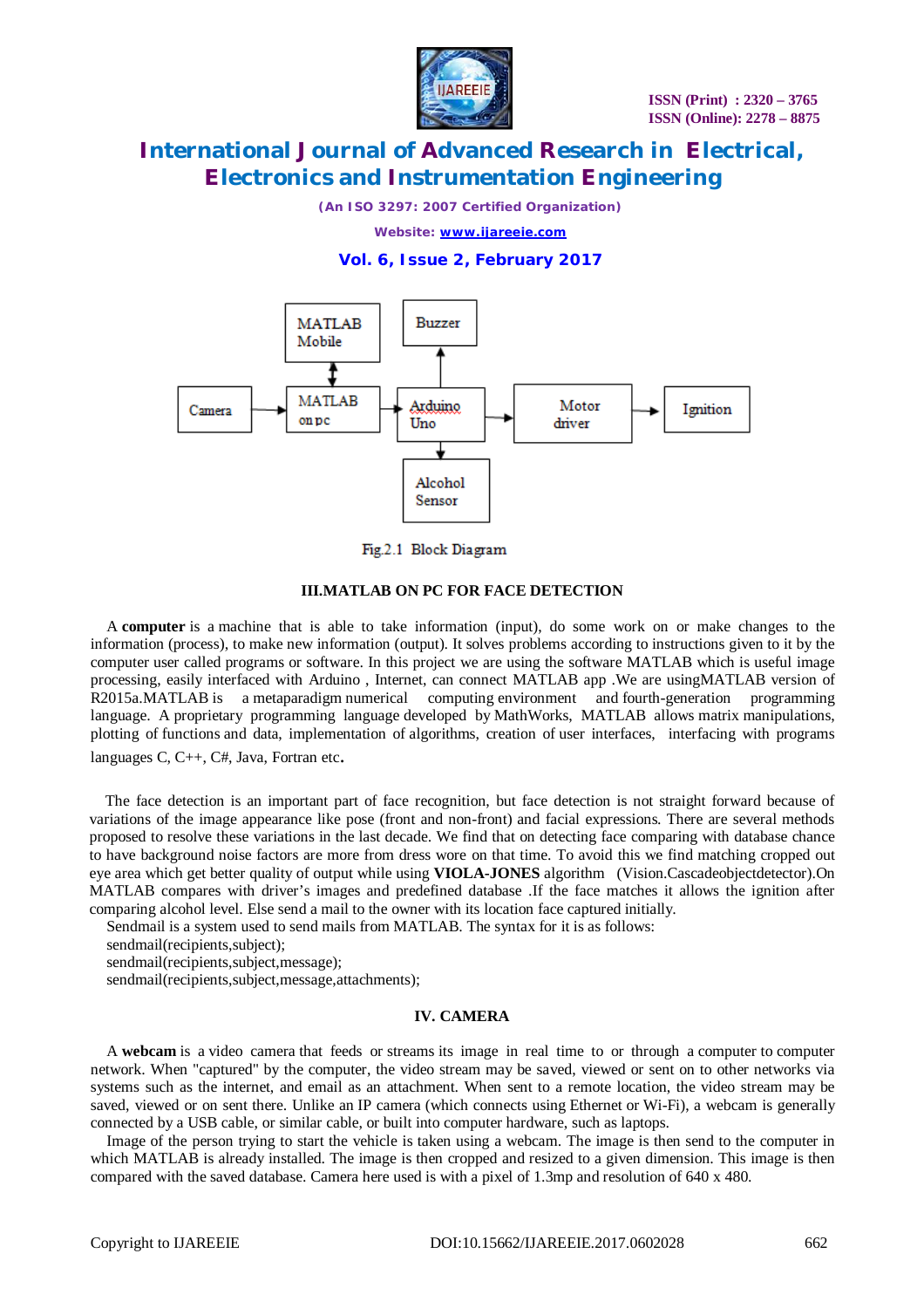Fig.2.1 Block Diagram

## III.MATLAB ON PC FOR FACE DETECTION

A **computer** is a machine that is able to take information (input), do some work on or make changes to the information (process), to make new information (output). It solves problems according to instructions given to it by the computer user called programs or software. In this project we are using the software MATLAB which is useful image processing, easily interfaced with Arduino , Internet, can connect MATLAB app .We are usingMATLAB version of R2015a.MATLAB is a metaparadigm numerical computing environment and fourth-generation programming language. A proprietary programming language developed by MathWorks, MATLAB allows matrix manipulations, plotting of functions and data, implementation of algorithms, creation of user interfaces, interfacing with programs languages C, C++, C#, Java, Fortran etc**.**

The face detection is an important part of face recognition, but face detection is not straight forward because of variations of the image appearance like pose (front and non-front) and facial expressions. There are several methods proposed to resolve these variations in the last decade. We find that on detecting face comparing with database chance to have background noise factors are more from dress wore on that time. To avoid this we find matching cropped out eye area which get better quality of output while using **VIOLA-JONES** algorithm (Vision.Cascadeobjectdetector).On MATLAB compares with driver's images and predefined database .If the face matches it allows the ignition after comparing alcohol level. Else send a mail to the owner with its location face captured initially.

Sendmail is a system used to send mails from MATLAB. The syntax for it is as follows:

sendmail(recipients,subject);

sendmail(recipients,subject,message);

sendmail(recipients,subject,message,attachments);

## IV. CAMERA

A **webcam** is a video camera that feeds or streams its image in real time to or through a computer to computer network. When "captured" by the computer, the video stream may be saved, viewed or sent on to other networks via systems such as the internet, and email as an attachment. When sent to a remote location, the video stream may be saved, viewed or on sent there. Unlike an IP camera (which connects using Ethernet or Wi-Fi), a webcam is generally connected by a USB cable, or similar cable, or built into computer hardware, such as laptops.

Image of the person trying to start the vehicle is taken using a webcam. The image is then send to the computer in which MATLAB is already installed. The image is then cropped and resized to a given dimension. This image is then compared with the saved database. Camera here used is with a pixel of 1.3mp and resolution of 640 x 480.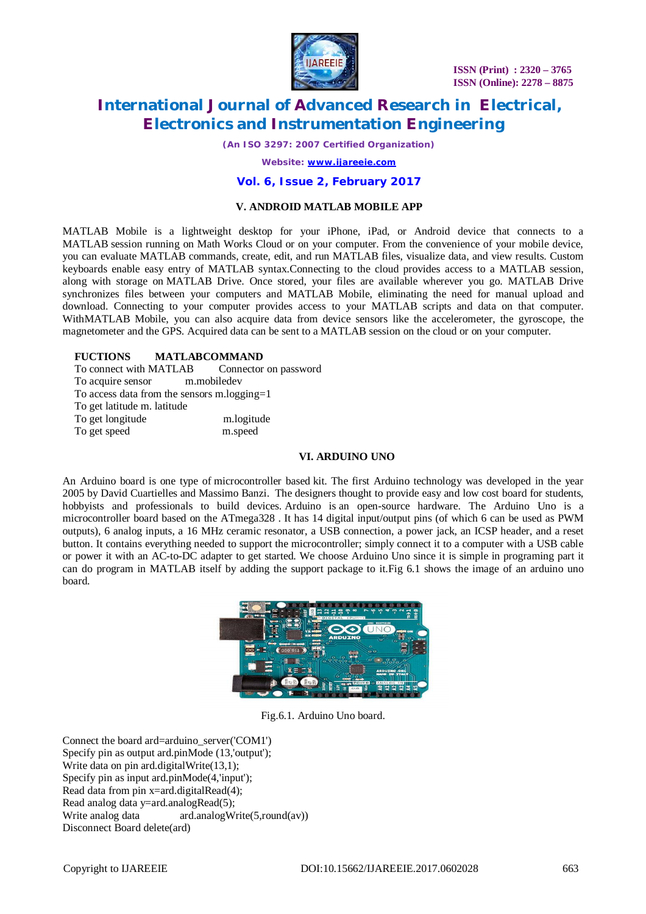## V. ANDROID MATLAB MOBILE APP

MATLAB Mobile is a lightweight desktop for your iPhone, iPad, or Android device that connects to a MATLAB session running on Math Works Cloud or on your computer. From the convenience of your mobile device, you can evaluate MATLAB commands, create, edit, and run MATLAB files, visualize data, and view results. Custom keyboards enable easy entry of MATLAB syntax.Connecting to the cloud provides access to a MATLAB session, along with storage on MATLAB Drive. Once stored, your files are available wherever you go. MATLAB Drive synchronizes files between your computers and MATLAB Mobile, eliminating the need for manual upload and download. Connecting to your computer provides access to your MATLAB scripts and data on that computer. WithMATLAB Mobile, you can also acquire data from device sensors like the accelerometer, the gyroscope, the magnetometer and the GPS. Acquired data can be sent to a MATLAB session on the cloud or on your computer.

| FUCTIONS | MATLABCOMMAND |
|---|---|
| To connect with MATLAB | Connector on password |
| To acquire sensor | m.mobiledev |
| To access data from the sensors | m.logging=1 |
| To get latitude | m. latitude |
| To get longitude | m.logitude |
| To get speed | m.speed |

## VI. ARDUINO UNO

An Arduino board is one type of microcontroller based kit. The first Arduino technology was developed in the year 2005 by David Cuartielles and Massimo Banzi. The designers thought to provide easy and low cost board for students, hobbyists and professionals to build devices. Arduino is an open-source hardware. The Arduino Uno is a microcontroller board based on the ATmega328 . It has 14 digital input/output pins (of which 6 can be used as PWM outputs), 6 analog inputs, a 16 MHz ceramic resonator, a USB connection, a power jack, an ICSP header, and a reset button. It contains everything needed to support the microcontroller; simply connect it to a computer with a USB cable or power it with an AC-to-DC adapter to get started. We choose Arduino Uno since it is simple in programing part it can do program in MATLAB itself by adding the support package to it.Fig 6.1 shows the image of an arduino uno board.

Fig.6.1. Arduino Uno board.

| | |
|---|---|
| Connect the board | ard=arduino_server('COM1') |
| Specify pin as output | ard.pinMode (13,'output'); |
| Write data on pin | ard.digitalWrite(13,1); |
| Specify pin as input | ard.pinMode(4,'input'); |
| Read data from pin | x=ard.digitalRead(4); |
| Read analog data | y=ard.analogRead(5); |
| Write analog data | ard.analogWrite(5,round(av)) |
| Disconnect Board | delete(ard) |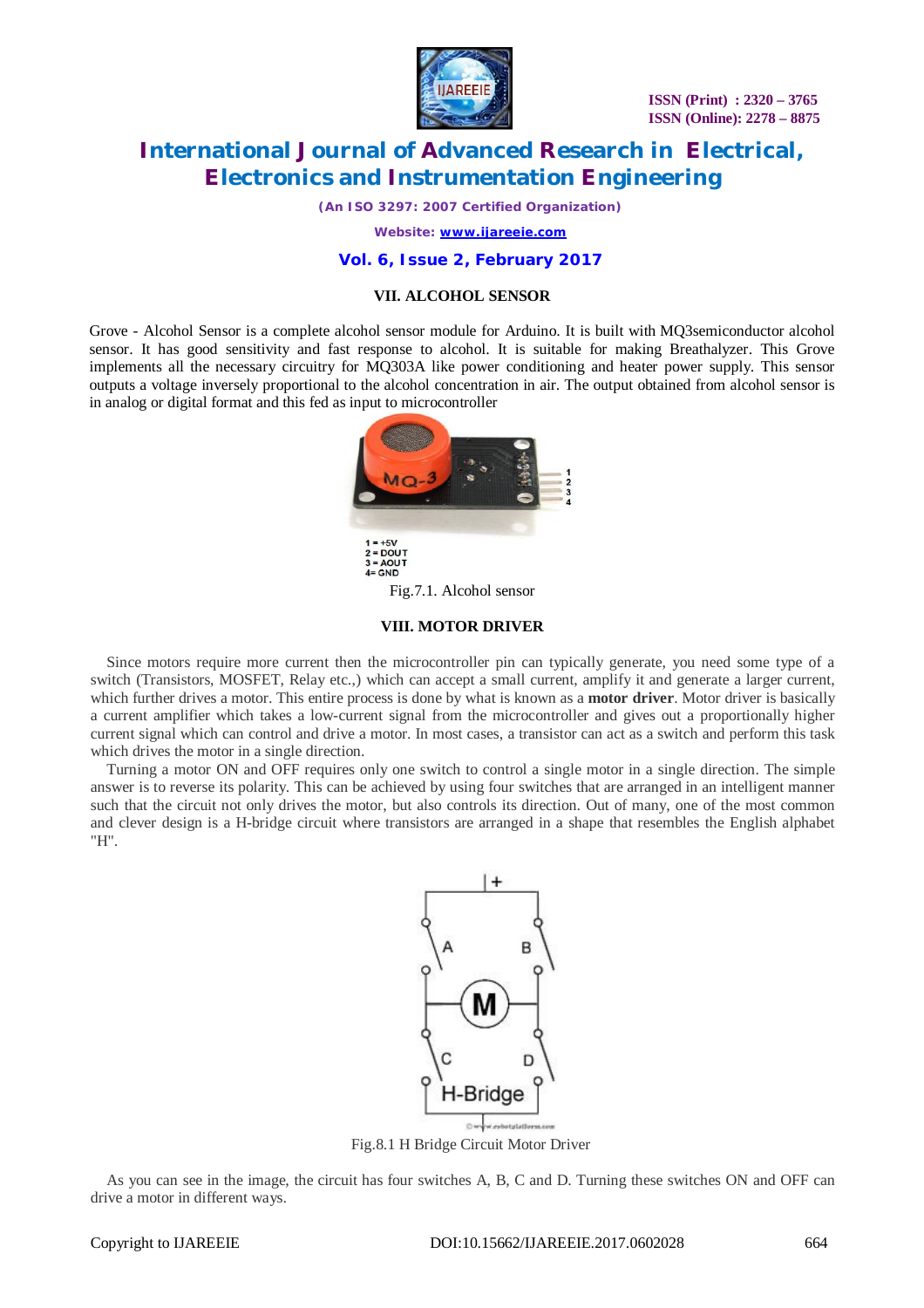## VII. ALCOHOL SENSOR

Grove - Alcohol Sensor is a complete alcohol sensor module for Arduino. It is built with MQ3semiconductor alcohol sensor. It has good sensitivity and fast response to alcohol. It is suitable for making Breathalyzer. This Grove implements all the necessary circuitry for MQ303A like power conditioning and heater power supply. This sensor outputs a voltage inversely proportional to the alcohol concentration in air. The output obtained from alcohol sensor is in analog or digital format and this fed as input to microcontroller

1 = +5V
2 = DOUT
3 = AOUT
4= GND

Fig.7.1. Alcohol sensor

## VIII. MOTOR DRIVER

Since motors require more current then the microcontroller pin can typically generate, you need some type of a switch (Transistors, MOSFET, Relay etc.,) which can accept a small current, amplify it and generate a larger current, which further drives a motor. This entire process is done by what is known as a **motor driver**. Motor driver is basically a current amplifier which takes a low-current signal from the microcontroller and gives out a proportionally higher current signal which can control and drive a motor. In most cases, a transistor can act as a switch and perform this task which drives the motor in a single direction.

Turning a motor ON and OFF requires only one switch to control a single motor in a single direction. The simple answer is to reverse its polarity. This can be achieved by using four switches that are arranged in an intelligent manner such that the circuit not only drives the motor, but also controls its direction. Out of many, one of the most common and clever design is a H-bridge circuit where transistors are arranged in a shape that resembles the English alphabet "H".

Fig.8.1 H Bridge Circuit Motor Driver

As you can see in the image, the circuit has four switches A, B, C and D. Turning these switches ON and OFF can drive a motor in different ways.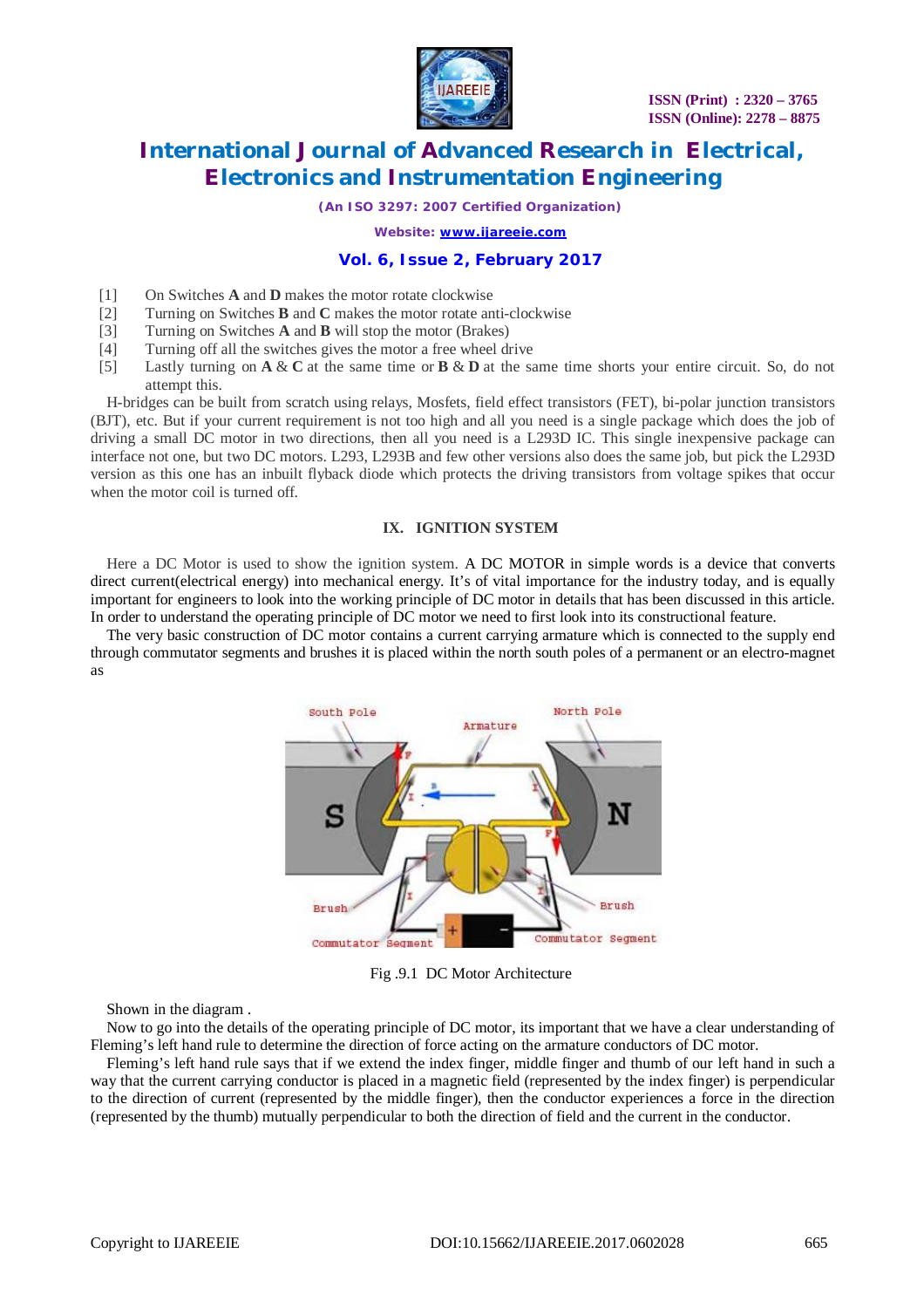[1] On Switches **A** and **D** makes the motor rotate clockwise

[2] Turning on Switches **B** and **C** makes the motor rotate anti-clockwise

[3] Turning on Switches **A** and **B** will stop the motor (Brakes)

[4] Turning off all the switches gives the motor a free wheel drive

[5] Lastly turning on **A** & **C** at the same time or **B** & **D** at the same time shorts your entire circuit. So, do not attempt this.

H-bridges can be built from scratch using relays, Mosfets, field effect transistors (FET), bi-polar junction transistors (BJT), etc. But if your current requirement is not too high and all you need is a single package which does the job of driving a small DC motor in two directions, then all you need is a L293D IC. This single inexpensive package can interface not one, but two DC motors. L293, L293B and few other versions also does the same job, but pick the L293D version as this one has an inbuilt flyback diode which protects the driving transistors from voltage spikes that occur when the motor coil is turned off.

## IX. IGNITION SYSTEM

Here a DC Motor is used to show the ignition system. A DC MOTOR in simple words is a device that converts direct current(electrical energy) into mechanical energy. It's of vital importance for the industry today, and is equally important for engineers to look into the working principle of DC motor in details that has been discussed in this article. In order to understand the operating principle of DC motor we need to first look into its constructional feature.

The very basic construction of DC motor contains a current carrying armature which is connected to the supply end through commutator segments and brushes it is placed within the north south poles of a permanent or an electro-magnet as

Fig .9.1 DC Motor Architecture

Shown in the diagram .

Now to go into the details of the operating principle of DC motor, its important that we have a clear understanding of Fleming's left hand rule to determine the direction of force acting on the armature conductors of DC motor.

Fleming's left hand rule says that if we extend the index finger, middle finger and thumb of our left hand in such a way that the current carrying conductor is placed in a magnetic field (represented by the index finger) is perpendicular to the direction of current (represented by the middle finger), then the conductor experiences a force in the direction (represented by the thumb) mutually perpendicular to both the direction of field and the current in the conductor.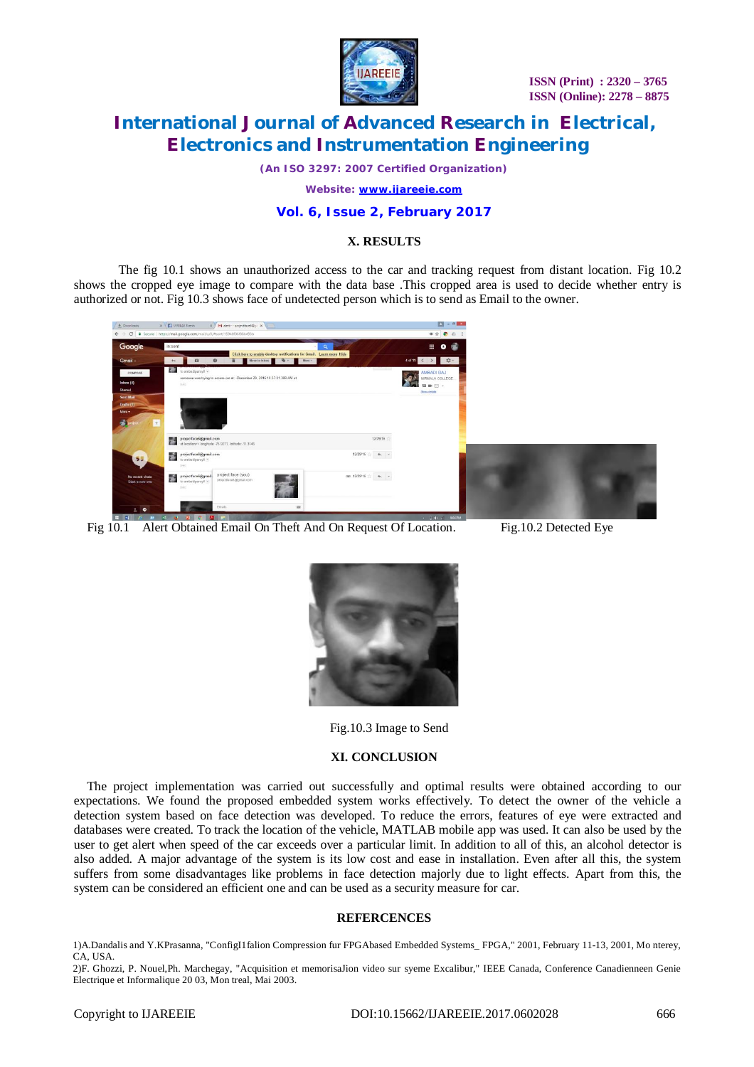## X. RESULTS

The fig 10.1 shows an unauthorized access to the car and tracking request from distant location. Fig 10.2 shows the cropped eye image to compare with the data base .This cropped area is used to decide whether entry is authorized or not. Fig 10.3 shows face of undetected person which is to send as Email to the owner.

Fig 10.1 Alert Obtained Email On Theft And On Request Of Location.

Fig.10.2 Detected Eye

Fig.10.3 Image to Send

## XI. CONCLUSION

The project implementation was carried out successfully and optimal results were obtained according to our expectations. We found the proposed embedded system works effectively. To detect the owner of the vehicle a detection system based on face detection was developed. To reduce the errors, features of eye were extracted and databases were created. To track the location of the vehicle, MATLAB mobile app was used. It can also be used by the user to get alert when speed of the car exceeds over a particular limit. In addition to all of this, an alcohol detector is also added. A major advantage of the system is its low cost and ease in installation. Even after all this, the system suffers from some disadvantages like problems in face detection majorly due to light effects. Apart from this, the system can be considered an efficient one and can be used as a security measure for car.

## REFERCENCES

1)A.Dandalis and Y.KPrasanna, "ConfigI1falion Compression fur FPGAbased Embedded Systems_ FPGA," 2001, February 11-13, 2001, Mo nterey, CA, USA.

2)F. Ghozzi, P. Nouel,Ph. Marchegay, "Acquisition et memorisaJion video sur syeme Excalibur," IEEE Canada, Conference Canadienneen Genie Electrique et Informalique 20 03, Mon treal, Mai 2003.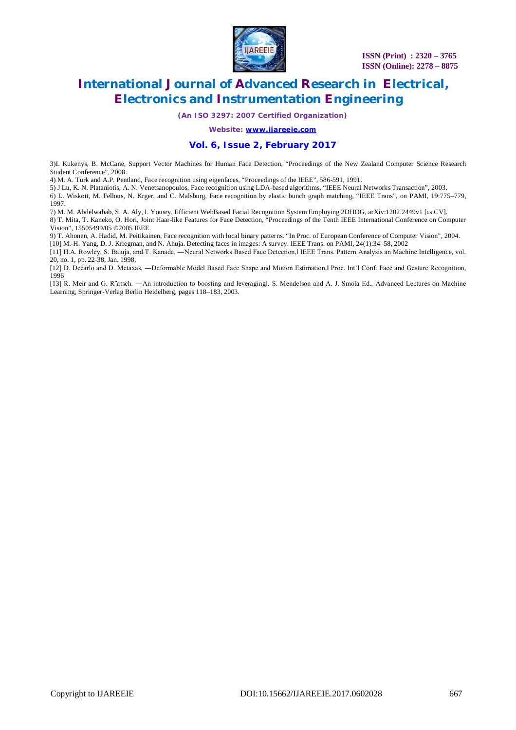3)I. Kukenys, B. McCane, Support Vector Machines for Human Face Detection, "Proceedings of the New Zealand Computer Science Research Student Conference", 2008.

4) M. A. Turk and A.P. Pentland, Face recognition using eigenfaces, "Proceedings of the IEEE", 586-591, 1991.

5) J Lu, K. N. Plataniotis, A. N. Venetsanopoulos, Face recognition using LDA-based algorithms, "IEEE Neural Networks Transaction", 2003.

6) L. Wiskott, M. Fellous, N. Krger, and C. Malsburg, Face recognition by elastic bunch graph matching, "IEEE Trans", on PAMI, 19:775–779, 1997.

7) M. M. Abdelwahab, S. A. Aly, I. Yousry, Efficient WebBased Facial Recognition System Employing 2DHOG, arXiv:1202.2449v1 [cs.CV].

8) T. Mita, T. Kaneko, O. Hori, Joint Haar-like Features for Face Detection, "Proceedings of the Tenth IEEE International Conference on Computer Vision", 15505499/05 ©2005 IEEE.

9) T. Ahonen, A. Hadid, M. Peitikainen, Face recognition with local binary patterns. "In Proc. of European Conference of Computer Vision", 2004.

[10] M.-H. Yang, D. J. Kriegman, and N. Ahuja. Detecting faces in images: A survey. IEEE Trans. on PAMI, 24(1):34–58, 2002

[11] H.A. Rowley, S. Baluja, and T. Kanade, ―Neural Networks Based Face Detection,‖ IEEE Trans. Pattern Analysis an Machine Intelligence, vol. 20, no. 1, pp. 22-38, Jan. 1998.

[12] D. Decarlo and D. Metaxas, ―Deformable Model Based Face Shape and Motion Estimation,‖ Proc. Int'l Conf. Face and Gesture Recognition, 1996

[13] R. Meir and G. R¨atsch. ―An introduction to boosting and leveraging‖. S. Mendelson and A. J. Smola Ed., Advanced Lectures on Machine Learning, Springer-Verlag Berlin Heidelberg, pages 118–183, 2003.